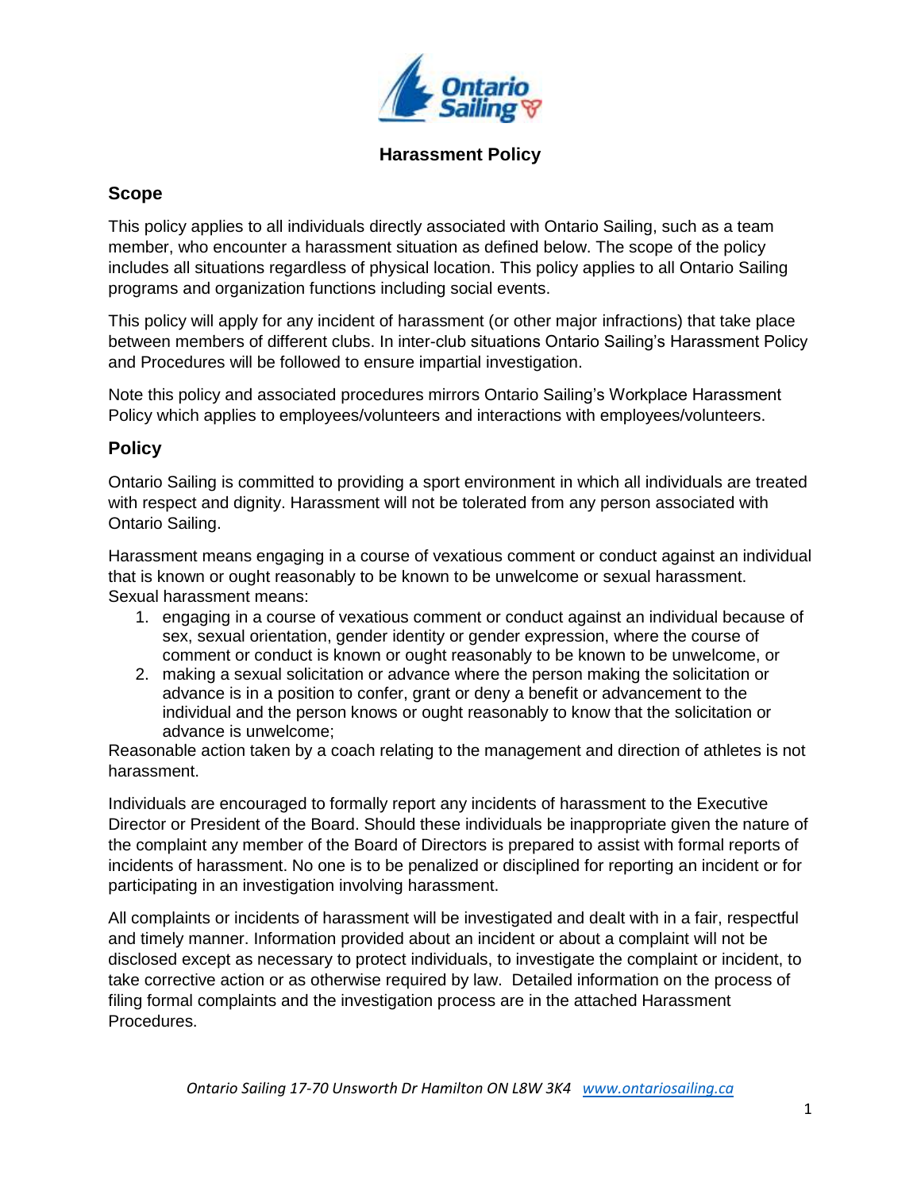# Harassment Policy

## Scope

This policy applies to all individuals directly associated with Ontario Sailing, such as a team member, who encounter a harassment situation as defined below. The scope of the policy includes all situations regardless of physical location. This policy applies to all Ontario Sailing programs and organization functions including social events.

This policy will apply for any incident of harassment (or other major infractions) that take place between members of different clubs. In inter-club situations Ontario Sailing's Harassment Policy and Procedures will be followed to ensure impartial investigation.

Note this policy and associated procedures mirrors Ontario Sailing's Workplace Harassment Policy which applies to employees/volunteers and interactions with employees/volunteers.

## Policy

Ontario Sailing is committed to providing a sport environment in which all individuals are treated with respect and dignity. Harassment will not be tolerated from any person associated with Ontario Sailing.

Harassment means engaging in a course of vexatious comment or conduct against an individual that is known or ought reasonably to be known to be unwelcome or sexual harassment. Sexual harassment means:

1. engaging in a course of vexatious comment or conduct against an individual because of sex, sexual orientation, gender identity or gender expression, where the course of comment or conduct is known or ought reasonably to be known to be unwelcome, or
2. making a sexual solicitation or advance where the person making the solicitation or advance is in a position to confer, grant or deny a benefit or advancement to the individual and the person knows or ought reasonably to know that the solicitation or advance is unwelcome;

Reasonable action taken by a coach relating to the management and direction of athletes is not harassment.

Individuals are encouraged to formally report any incidents of harassment to the Executive Director or President of the Board. Should these individuals be inappropriate given the nature of the complaint any member of the Board of Directors is prepared to assist with formal reports of incidents of harassment. No one is to be penalized or disciplined for reporting an incident or for participating in an investigation involving harassment.

All complaints or incidents of harassment will be investigated and dealt with in a fair, respectful and timely manner. Information provided about an incident or about a complaint will not be disclosed except as necessary to protect individuals, to investigate the complaint or incident, to take corrective action or as otherwise required by law. Detailed information on the process of filing formal complaints and the investigation process are in the attached Harassment Procedures.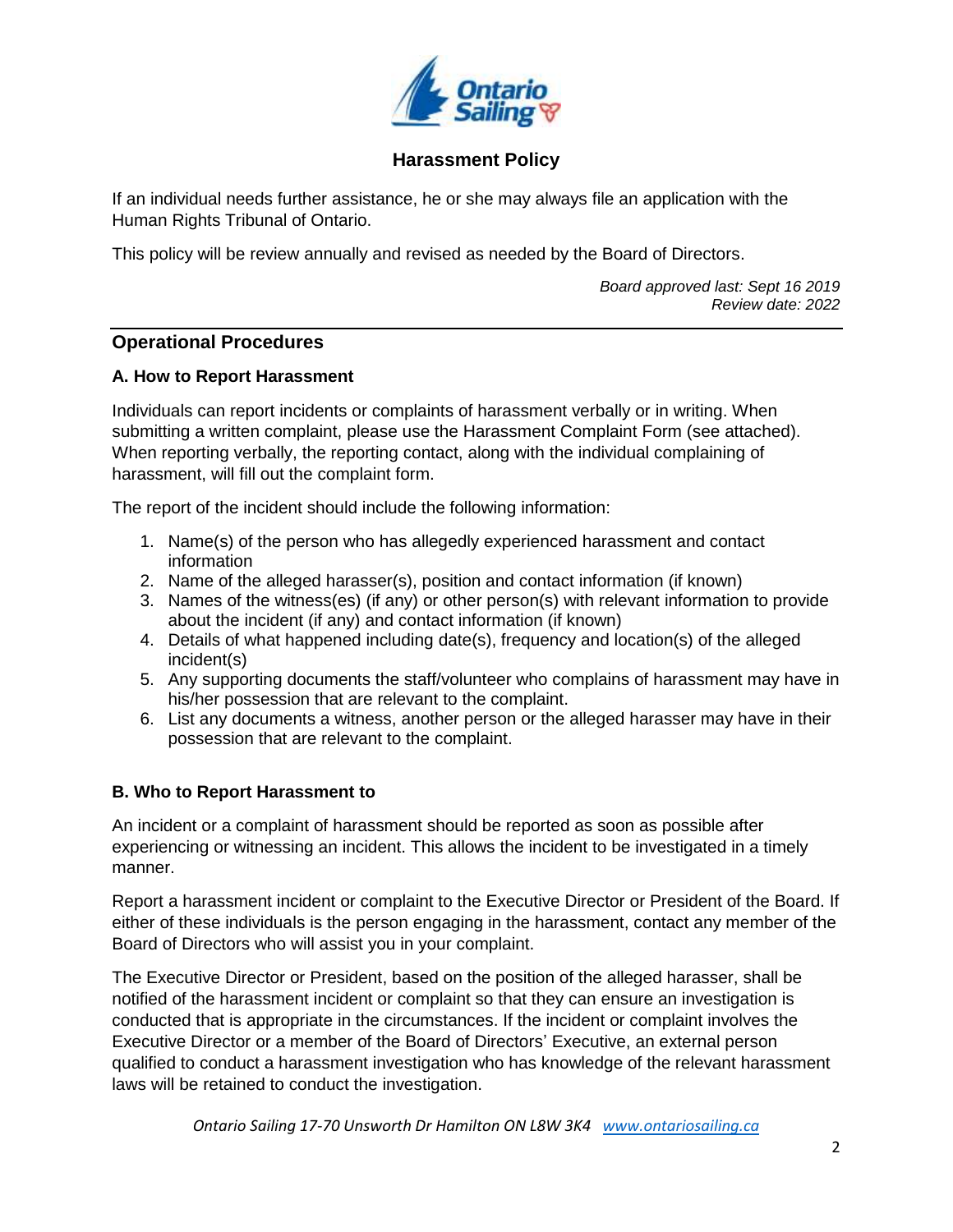# Harassment Policy

If an individual needs further assistance, he or she may always file an application with the Human Rights Tribunal of Ontario.

This policy will be review annually and revised as needed by the Board of Directors.

*Board approved last: Sept 16 2019*
*Review date: 2022*

---

## Operational Procedures

### A. How to Report Harassment

Individuals can report incidents or complaints of harassment verbally or in writing. When submitting a written complaint, please use the Harassment Complaint Form (see attached). When reporting verbally, the reporting contact, along with the individual complaining of harassment, will fill out the complaint form.

The report of the incident should include the following information:

1. Name(s) of the person who has allegedly experienced harassment and contact information
2. Name of the alleged harasser(s), position and contact information (if known)
3. Names of the witness(es) (if any) or other person(s) with relevant information to provide about the incident (if any) and contact information (if known)
4. Details of what happened including date(s), frequency and location(s) of the alleged incident(s)
5. Any supporting documents the staff/volunteer who complains of harassment may have in his/her possession that are relevant to the complaint.
6. List any documents a witness, another person or the alleged harasser may have in their possession that are relevant to the complaint.

### B. Who to Report Harassment to

An incident or a complaint of harassment should be reported as soon as possible after experiencing or witnessing an incident. This allows the incident to be investigated in a timely manner.

Report a harassment incident or complaint to the Executive Director or President of the Board. If either of these individuals is the person engaging in the harassment, contact any member of the Board of Directors who will assist you in your complaint.

The Executive Director or President, based on the position of the alleged harasser, shall be notified of the harassment incident or complaint so that they can ensure an investigation is conducted that is appropriate in the circumstances. If the incident or complaint involves the Executive Director or a member of the Board of Directors' Executive, an external person qualified to conduct a harassment investigation who has knowledge of the relevant harassment laws will be retained to conduct the investigation.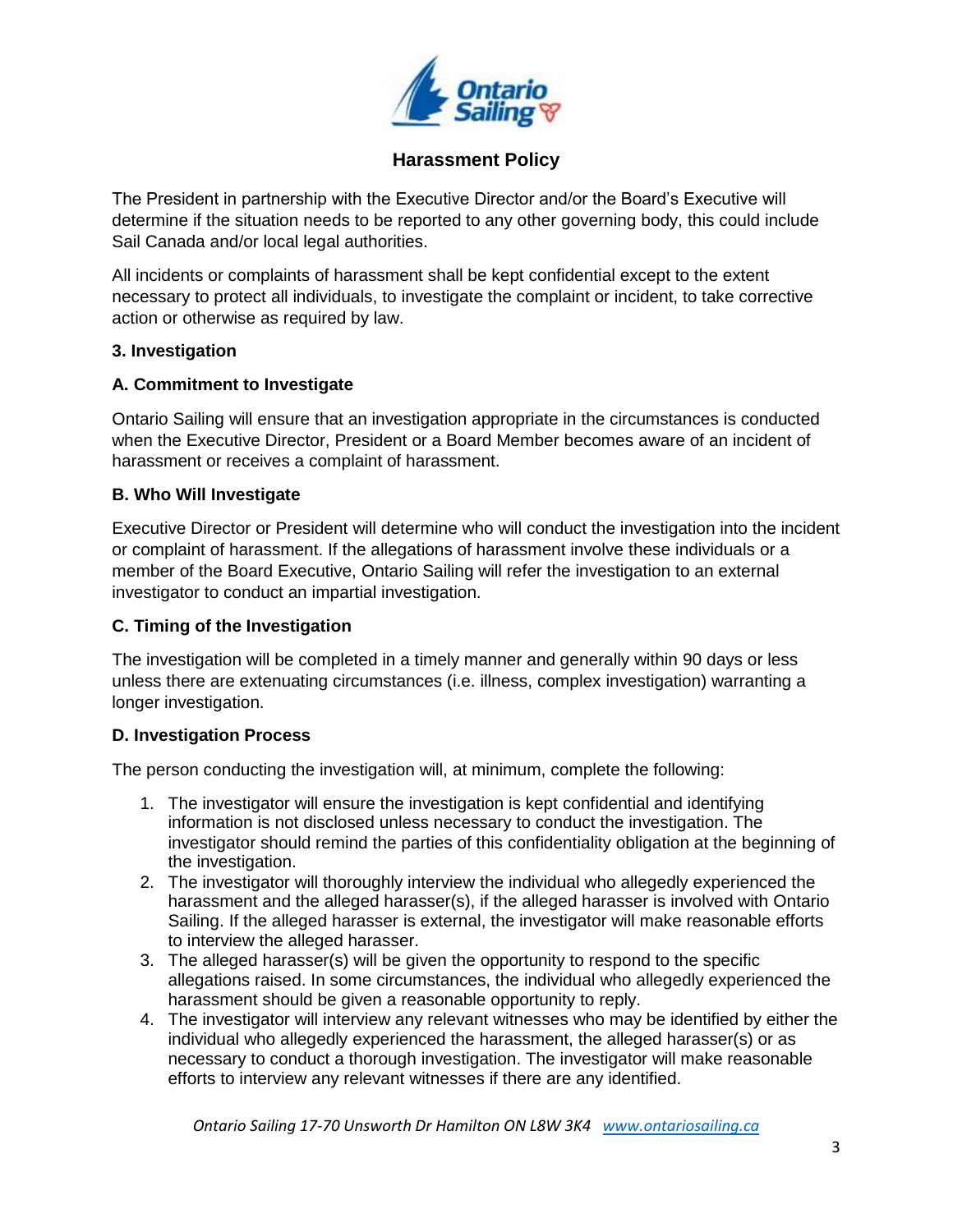## Harassment Policy

The President in partnership with the Executive Director and/or the Board's Executive will determine if the situation needs to be reported to any other governing body, this could include Sail Canada and/or local legal authorities.

All incidents or complaints of harassment shall be kept confidential except to the extent necessary to protect all individuals, to investigate the complaint or incident, to take corrective action or otherwise as required by law.

### 3. Investigation

#### A. Commitment to Investigate

Ontario Sailing will ensure that an investigation appropriate in the circumstances is conducted when the Executive Director, President or a Board Member becomes aware of an incident of harassment or receives a complaint of harassment.

#### B. Who Will Investigate

Executive Director or President will determine who will conduct the investigation into the incident or complaint of harassment. If the allegations of harassment involve these individuals or a member of the Board Executive, Ontario Sailing will refer the investigation to an external investigator to conduct an impartial investigation.

#### C. Timing of the Investigation

The investigation will be completed in a timely manner and generally within 90 days or less unless there are extenuating circumstances (i.e. illness, complex investigation) warranting a longer investigation.

#### D. Investigation Process

The person conducting the investigation will, at minimum, complete the following:

1. The investigator will ensure the investigation is kept confidential and identifying information is not disclosed unless necessary to conduct the investigation. The investigator should remind the parties of this confidentiality obligation at the beginning of the investigation.
2. The investigator will thoroughly interview the individual who allegedly experienced the harassment and the alleged harasser(s), if the alleged harasser is involved with Ontario Sailing. If the alleged harasser is external, the investigator will make reasonable efforts to interview the alleged harasser.
3. The alleged harasser(s) will be given the opportunity to respond to the specific allegations raised. In some circumstances, the individual who allegedly experienced the harassment should be given a reasonable opportunity to reply.
4. The investigator will interview any relevant witnesses who may be identified by either the individual who allegedly experienced the harassment, the alleged harasser(s) or as necessary to conduct a thorough investigation. The investigator will make reasonable efforts to interview any relevant witnesses if there are any identified.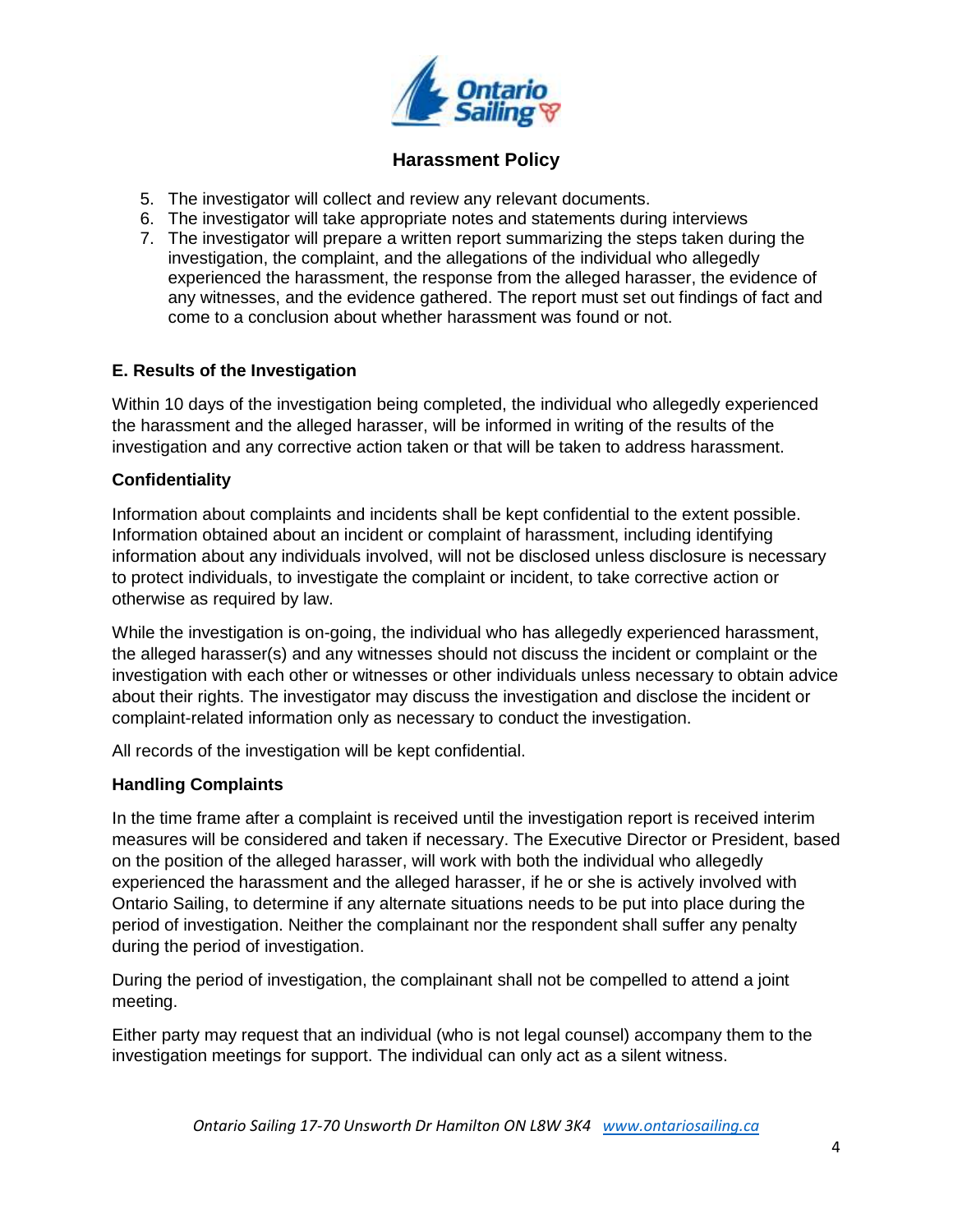5. The investigator will collect and review any relevant documents.
6. The investigator will take appropriate notes and statements during interviews
7. The investigator will prepare a written report summarizing the steps taken during the investigation, the complaint, and the allegations of the individual who allegedly experienced the harassment, the response from the alleged harasser, the evidence of any witnesses, and the evidence gathered. The report must set out findings of fact and come to a conclusion about whether harassment was found or not.

### E. Results of the Investigation

Within 10 days of the investigation being completed, the individual who allegedly experienced the harassment and the alleged harasser, will be informed in writing of the results of the investigation and any corrective action taken or that will be taken to address harassment.

### Confidentiality

Information about complaints and incidents shall be kept confidential to the extent possible. Information obtained about an incident or complaint of harassment, including identifying information about any individuals involved, will not be disclosed unless disclosure is necessary to protect individuals, to investigate the complaint or incident, to take corrective action or otherwise as required by law.

While the investigation is on-going, the individual who has allegedly experienced harassment, the alleged harasser(s) and any witnesses should not discuss the incident or complaint or the investigation with each other or witnesses or other individuals unless necessary to obtain advice about their rights. The investigator may discuss the investigation and disclose the incident or complaint-related information only as necessary to conduct the investigation.

All records of the investigation will be kept confidential.

### Handling Complaints

In the time frame after a complaint is received until the investigation report is received interim measures will be considered and taken if necessary. The Executive Director or President, based on the position of the alleged harasser, will work with both the individual who allegedly experienced the harassment and the alleged harasser, if he or she is actively involved with Ontario Sailing, to determine if any alternate situations needs to be put into place during the period of investigation. Neither the complainant nor the respondent shall suffer any penalty during the period of investigation.

During the period of investigation, the complainant shall not be compelled to attend a joint meeting.

Either party may request that an individual (who is not legal counsel) accompany them to the investigation meetings for support. The individual can only act as a silent witness.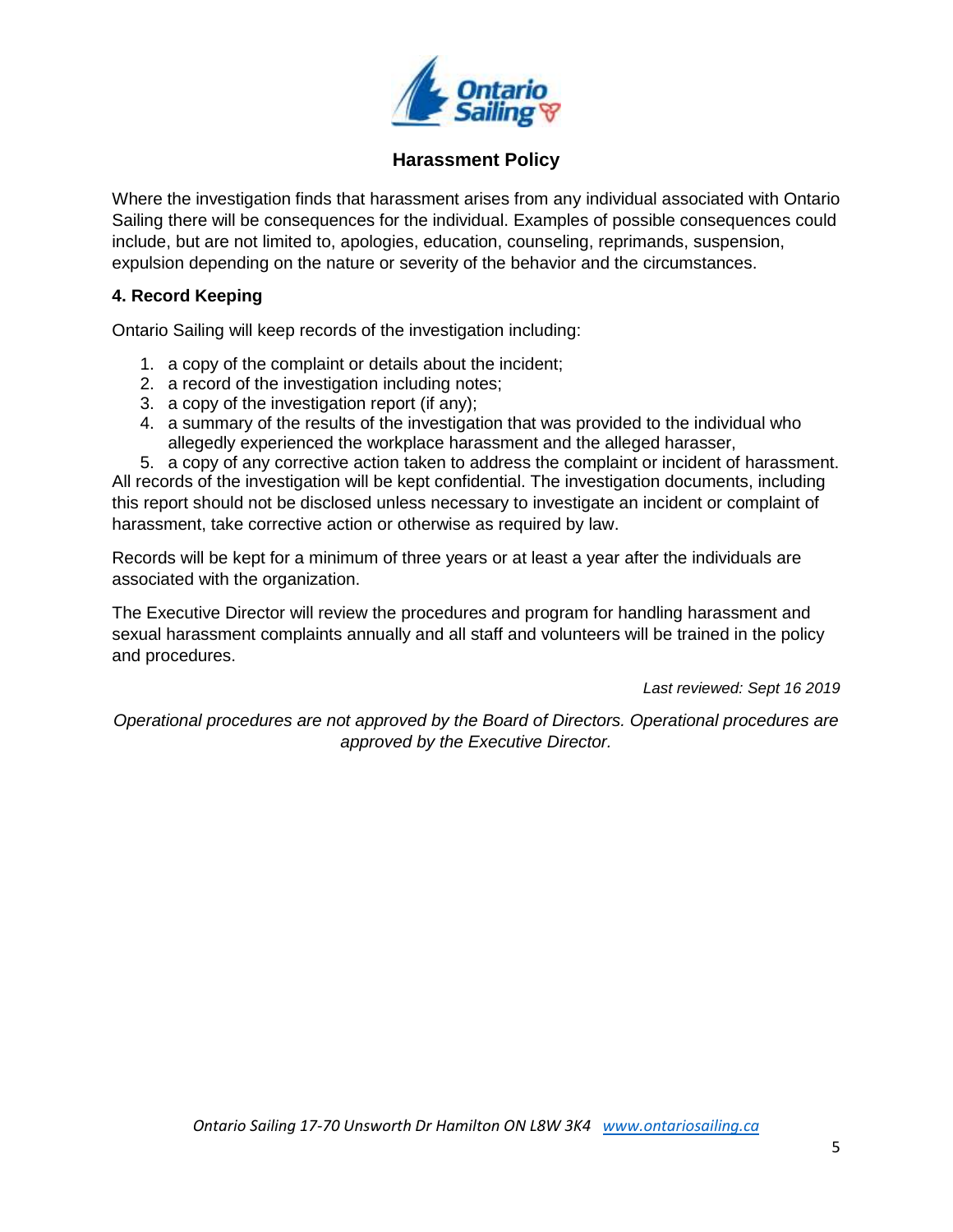**Harassment Policy**

Where the investigation finds that harassment arises from any individual associated with Ontario Sailing there will be consequences for the individual. Examples of possible consequences could include, but are not limited to, apologies, education, counseling, reprimands, suspension, expulsion depending on the nature or severity of the behavior and the circumstances.

### 4. Record Keeping

Ontario Sailing will keep records of the investigation including:

1. a copy of the complaint or details about the incident;
2. a record of the investigation including notes;
3. a copy of the investigation report (if any);
4. a summary of the results of the investigation that was provided to the individual who allegedly experienced the workplace harassment and the alleged harasser,
5. a copy of any corrective action taken to address the complaint or incident of harassment.

All records of the investigation will be kept confidential. The investigation documents, including this report should not be disclosed unless necessary to investigate an incident or complaint of harassment, take corrective action or otherwise as required by law.

Records will be kept for a minimum of three years or at least a year after the individuals are associated with the organization.

The Executive Director will review the procedures and program for handling harassment and sexual harassment complaints annually and all staff and volunteers will be trained in the policy and procedures.

*Last reviewed: Sept 16 2019*

*Operational procedures are not approved by the Board of Directors. Operational procedures are approved by the Executive Director.*